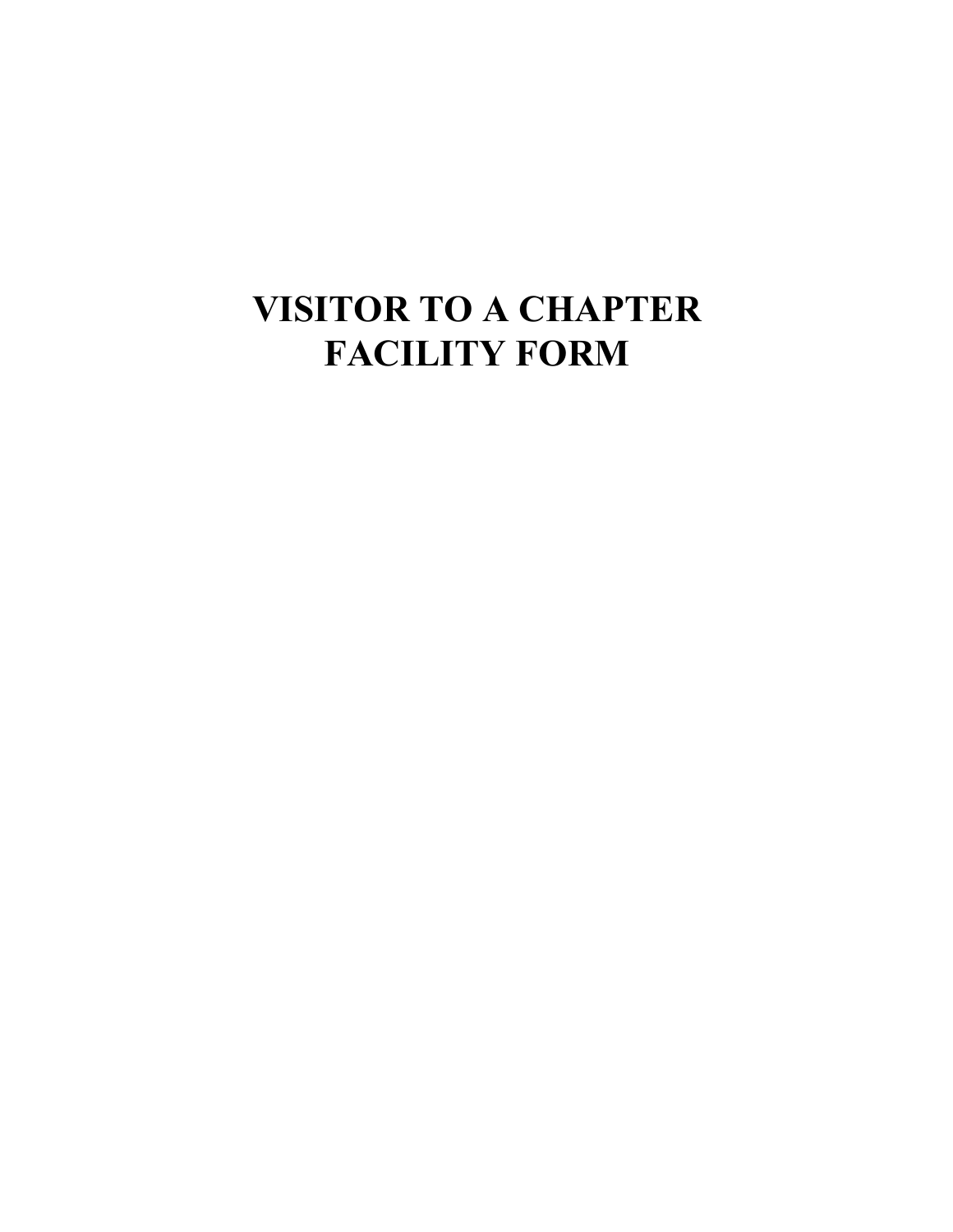# VISITOR TO A CHAPTER FACILITY FORM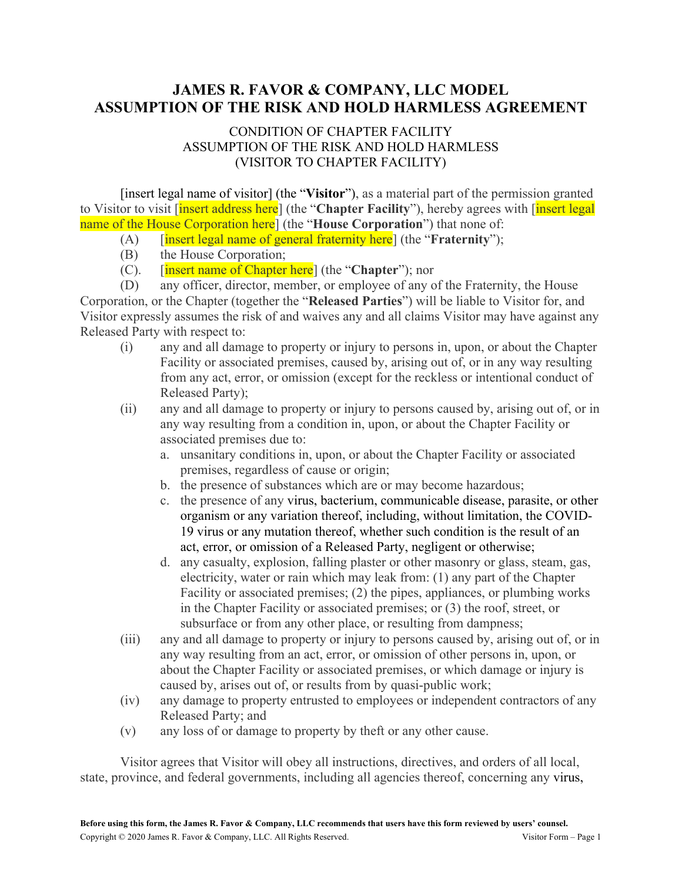# JAMES R. FAVOR & COMPANY, LLC MODEL ASSUMPTION OF THE RISK AND HOLD HARMLESS AGREEMENT

CONDITION OF CHAPTER FACILITY
ASSUMPTION OF THE RISK AND HOLD HARMLESS
(VISITOR TO CHAPTER FACILITY)

[insert legal name of visitor] (the "**Visitor**"), as a material part of the permission granted to Visitor to visit [insert address here] (the "**Chapter Facility**"), hereby agrees with [insert legal name of the House Corporation here] (the "**House Corporation**") that none of:

(A) [insert legal name of general fraternity here] (the "**Fraternity**");
(B) the House Corporation;
(C). [insert name of Chapter here] (the "**Chapter**"); nor
(D) any officer, director, member, or employee of any of the Fraternity, the House Corporation, or the Chapter (together the "**Released Parties**") will be liable to Visitor for, and Visitor expressly assumes the risk of and waives any and all claims Visitor may have against any Released Party with respect to:

(i) any and all damage to property or injury to persons in, upon, or about the Chapter Facility or associated premises, caused by, arising out of, or in any way resulting from any act, error, or omission (except for the reckless or intentional conduct of Released Party);

(ii) any and all damage to property or injury to persons caused by, arising out of, or in any way resulting from a condition in, upon, or about the Chapter Facility or associated premises due to:

a. unsanitary conditions in, upon, or about the Chapter Facility or associated premises, regardless of cause or origin;
b. the presence of substances which are or may become hazardous;
c. the presence of any virus, bacterium, communicable disease, parasite, or other organism or any variation thereof, including, without limitation, the COVID-19 virus or any mutation thereof, whether such condition is the result of an act, error, or omission of a Released Party, negligent or otherwise;
d. any casualty, explosion, falling plaster or other masonry or glass, steam, gas, electricity, water or rain which may leak from: (1) any part of the Chapter Facility or associated premises; (2) the pipes, appliances, or plumbing works in the Chapter Facility or associated premises; or (3) the roof, street, or subsurface or from any other place, or resulting from dampness;

(iii) any and all damage to property or injury to persons caused by, arising out of, or in any way resulting from an act, error, or omission of other persons in, upon, or about the Chapter Facility or associated premises, or which damage or injury is caused by, arises out of, or results from by quasi-public work;

(iv) any damage to property entrusted to employees or independent contractors of any Released Party; and

(v) any loss of or damage to property by theft or any other cause.

Visitor agrees that Visitor will obey all instructions, directives, and orders of all local, state, province, and federal governments, including all agencies thereof, concerning any virus,

**Before using this form, the James R. Favor & Company, LLC recommends that users have this form reviewed by users' counsel.**
Copyright © 2020 James R. Favor & Company, LLC. All Rights Reserved.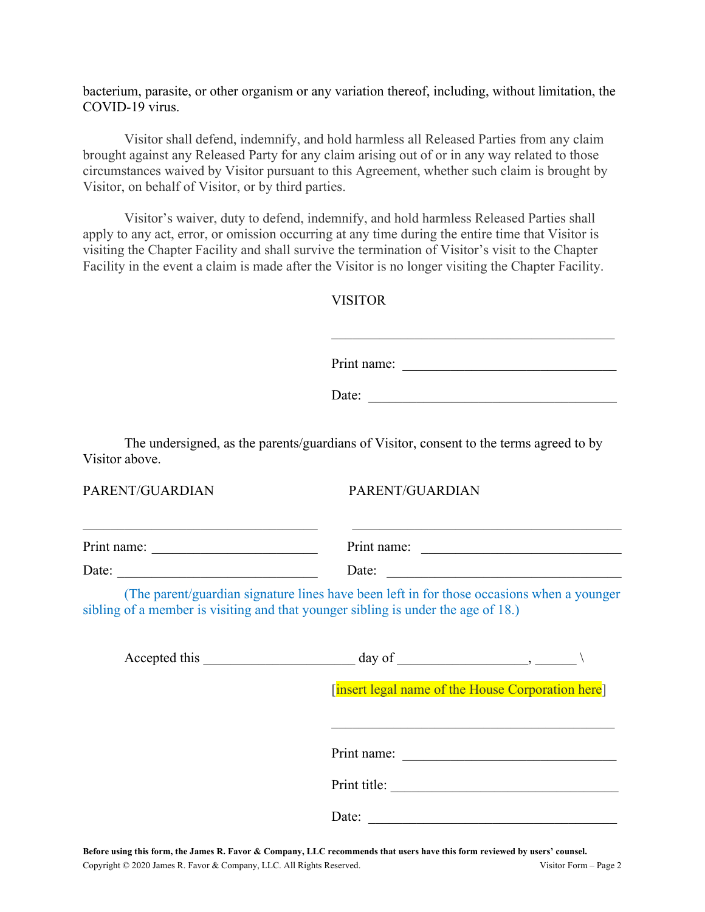bacterium, parasite, or other organism or any variation thereof, including, without limitation, the COVID-19 virus.

Visitor shall defend, indemnify, and hold harmless all Released Parties from any claim brought against any Released Party for any claim arising out of or in any way related to those circumstances waived by Visitor pursuant to this Agreement, whether such claim is brought by Visitor, on behalf of Visitor, or by third parties.

Visitor's waiver, duty to defend, indemnify, and hold harmless Released Parties shall apply to any act, error, or omission occurring at any time during the entire time that Visitor is visiting the Chapter Facility and shall survive the termination of Visitor's visit to the Chapter Facility in the event a claim is made after the Visitor is no longer visiting the Chapter Facility.

VISITOR

\_\_\_\_\_\_\_\_\_\_\_\_\_\_\_\_\_\_\_\_\_\_\_\_\_\_\_\_\_\_\_\_\_\_\_\_\_\_\_\_

Print name: \_\_\_\_\_\_\_\_\_\_\_\_\_\_\_\_\_\_\_\_\_\_\_\_\_\_\_\_\_\_

Date: \_\_\_\_\_\_\_\_\_\_\_\_\_\_\_\_\_\_\_\_\_\_\_\_\_\_\_\_\_\_\_\_\_\_\_

The undersigned, as the parents/guardians of Visitor, consent to the terms agreed to by Visitor above.

PARENT/GUARDIAN

\_\_\_\_\_\_\_\_\_\_\_\_\_\_\_\_\_\_\_\_\_\_\_\_\_\_\_\_\_\_\_\_\_\_\_

Print name: \_\_\_\_\_\_\_\_\_\_\_\_\_\_\_\_\_\_\_\_\_\_\_\_

Date: \_\_\_\_\_\_\_\_\_\_\_\_\_\_\_\_\_\_\_\_\_\_\_\_\_\_\_\_\_

PARENT/GUARDIAN

\_\_\_\_\_\_\_\_\_\_\_\_\_\_\_\_\_\_\_\_\_\_\_\_\_\_\_\_\_\_\_\_\_\_\_\_\_\_\_\_

Print name: \_\_\_\_\_\_\_\_\_\_\_\_\_\_\_\_\_\_\_\_\_\_\_\_\_\_\_\_\_

Date: \_\_\_\_\_\_\_\_\_\_\_\_\_\_\_\_\_\_\_\_\_\_\_\_\_\_\_\_\_\_\_\_\_\_\_

(The parent/guardian signature lines have been left in for those occasions when a younger sibling of a member is visiting and that younger sibling is under the age of 18.)

Accepted this \_\_\_\_\_\_\_\_\_\_\_\_\_\_\_\_\_\_\_\_\_\_ day of \_\_\_\_\_\_\_\_\_\_\_\_\_\_\_\_\_\_\_, \_\_\_\_\_\_ \

[insert legal name of the House Corporation here]

\_\_\_\_\_\_\_\_\_\_\_\_\_\_\_\_\_\_\_\_\_\_\_\_\_\_\_\_\_\_\_\_\_\_\_\_\_\_\_\_

Print name: \_\_\_\_\_\_\_\_\_\_\_\_\_\_\_\_\_\_\_\_\_\_\_\_\_\_\_\_\_\_

Print title: \_\_\_\_\_\_\_\_\_\_\_\_\_\_\_\_\_\_\_\_\_\_\_\_\_\_\_\_\_\_\_\_

Date: \_\_\_\_\_\_\_\_\_\_\_\_\_\_\_\_\_\_\_\_\_\_\_\_\_\_\_\_\_\_\_\_\_\_\_

**Before using this form, the James R. Favor & Company, LLC recommends that users have this form reviewed by users' counsel.**

Copyright © 2020 James R. Favor & Company, LLC. All Rights Reserved.